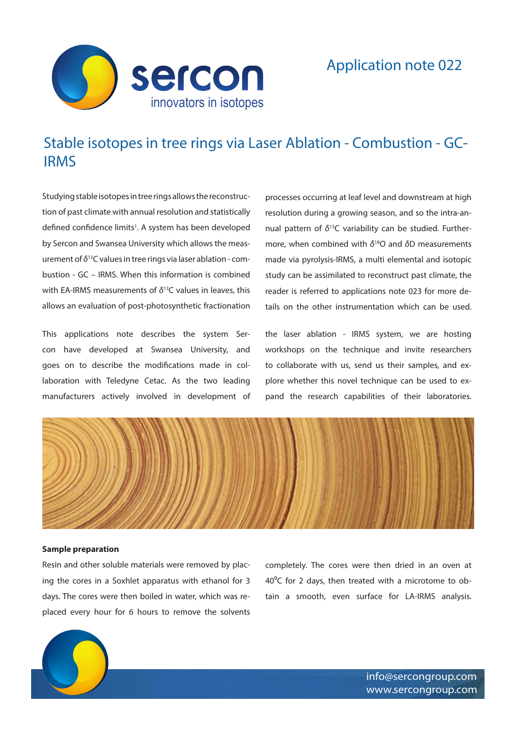Application note 022

# Stable isotopes in tree rings via Laser Ablation - Combustion - GC-IRMS

Studying stable isotopes in tree rings allows the reconstruction of past climate with annual resolution and statistically defined confidence limits[1]. A system has been developed by Sercon and Swansea University which allows the measurement of $\delta^{13}C$ values in tree rings via laser ablation - combustion - GC – IRMS. When this information is combined with EA-IRMS measurements of $\delta^{13}C$ values in leaves, this allows an evaluation of post-photosynthetic fractionation processes occurring at leaf level and downstream at high resolution during a growing season, and so the intra-annual pattern of $\delta^{13}C$ variability can be studied. Furthermore, when combined with $\delta^{18}O$ and $\delta D$ measurements made via pyrolysis-IRMS, a multi elemental and isotopic study can be assimilated to reconstruct past climate, the reader is referred to applications note 023 for more details on the other instrumentation which can be used.

This applications note describes the system Sercon have developed at Swansea University, and goes on to describe the modifications made in collaboration with Teledyne Cetac. As the two leading manufacturers actively involved in development of the laser ablation - IRMS system, we are hosting workshops on the technique and invite researchers to collaborate with us, send us their samples, and explore whether this novel technique can be used to expand the research capabilities of their laboratories.

**Sample preparation**

Resin and other soluble materials were removed by placing the cores in a Soxhlet apparatus with ethanol for 3 days. The cores were then boiled in water, which was replaced every hour for 6 hours to remove the solvents completely. The cores were then dried in an oven at 40°C for 2 days, then treated with a microtome to obtain a smooth, even surface for LA-IRMS analysis.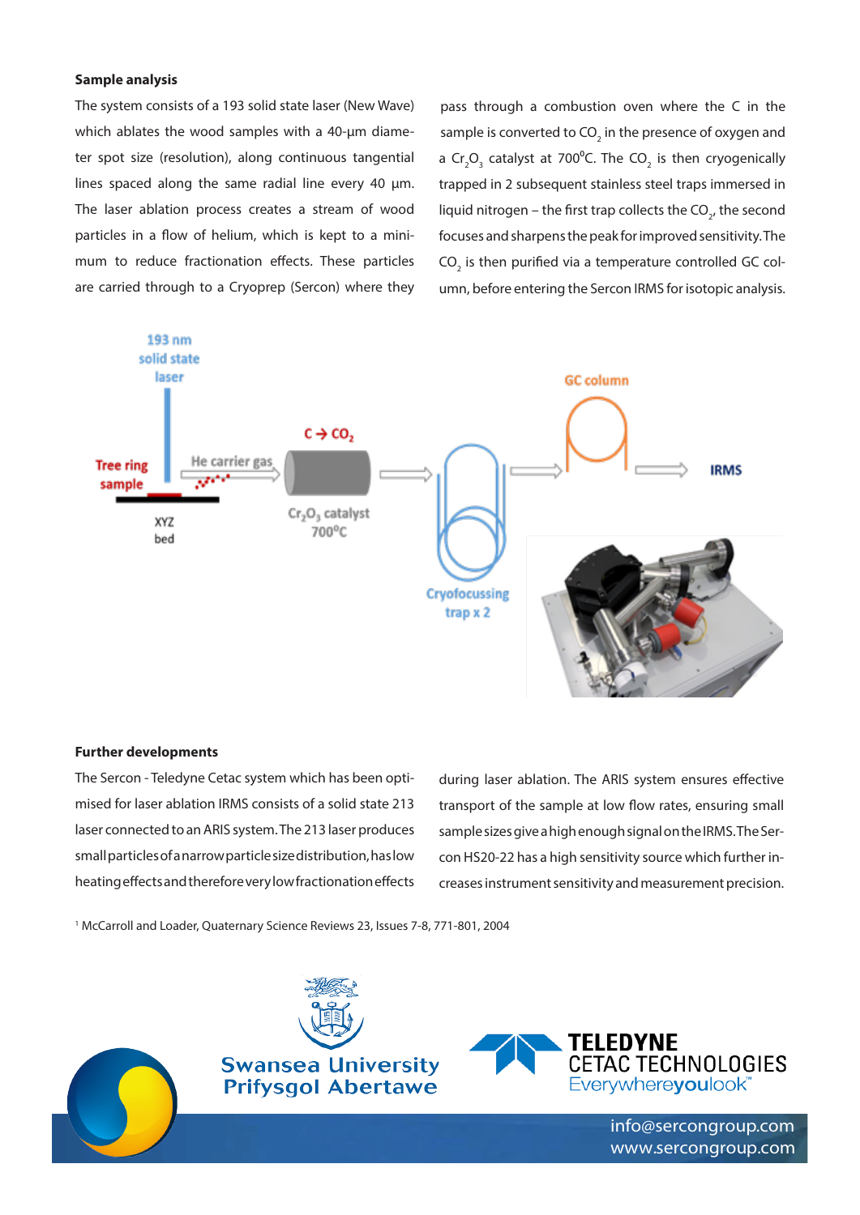### Sample analysis

The system consists of a 193 solid state laser (New Wave) which ablates the wood samples with a 40-µm diameter spot size (resolution), along continuous tangential lines spaced along the same radial line every 40 µm. The laser ablation process creates a stream of wood particles in a flow of helium, which is kept to a minimum to reduce fractionation effects. These particles are carried through to a Cryoprep (Sercon) where they pass through a combustion oven where the C in the sample is converted to $CO_2$ in the presence of oxygen and a $Cr_2O_3$ catalyst at 700⁰C. The $CO_2$ is then cryogenically trapped in 2 subsequent stainless steel traps immersed in liquid nitrogen – the first trap collects the $CO_2$, the second focuses and sharpens the peak for improved sensitivity. The $CO_2$ is then purified via a temperature controlled GC column, before entering the Sercon IRMS for isotopic analysis.

193 nm solid state laser

Tree ring sample

He carrier gas

XYZ bed

$C \rightarrow CO_2$

$Cr_2O_3$ catalyst 700⁰C

Cryofocussing trap x 2

GC column

IRMS

### Further developments

The Sercon - Teledyne Cetac system which has been optimised for laser ablation IRMS consists of a solid state 213 laser connected to an ARIS system. The 213 laser produces small particles of a narrow particle size distribution, has low heating effects and therefore very low fractionation effects during laser ablation. The ARIS system ensures effective transport of the sample at low flow rates, ensuring small sample sizes give a high enough signal on the IRMS. The Sercon HS20-22 has a high sensitivity source which further increases instrument sensitivity and measurement precision.

[1] McCarroll and Loader, Quaternary Science Reviews 23, Issues 7-8, 771-801, 2004

Swansea University
Prifysgol Abertawe

TELEDYNE
CETAC TECHNOLOGIES
Everywhereyoulook™

info@sercongroup.com
www.sercongroup.com